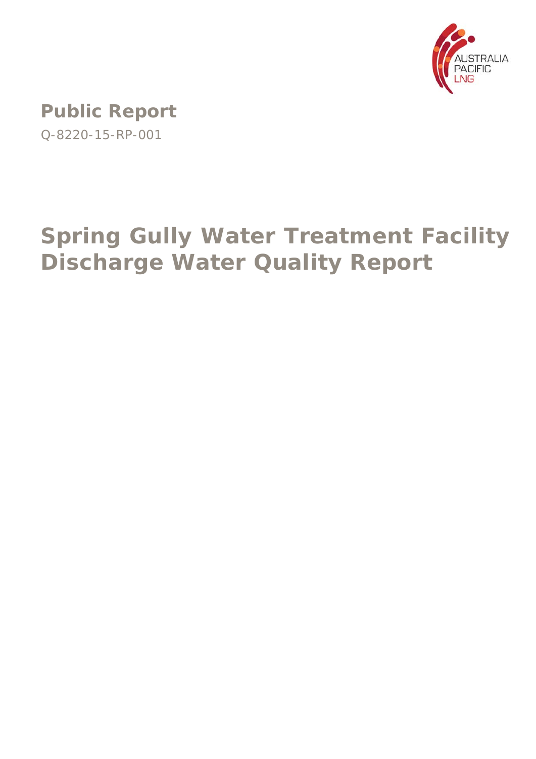**Public Report**

Q-8220-15-RP-001

# Spring Gully Water Treatment Facility Discharge Water Quality Report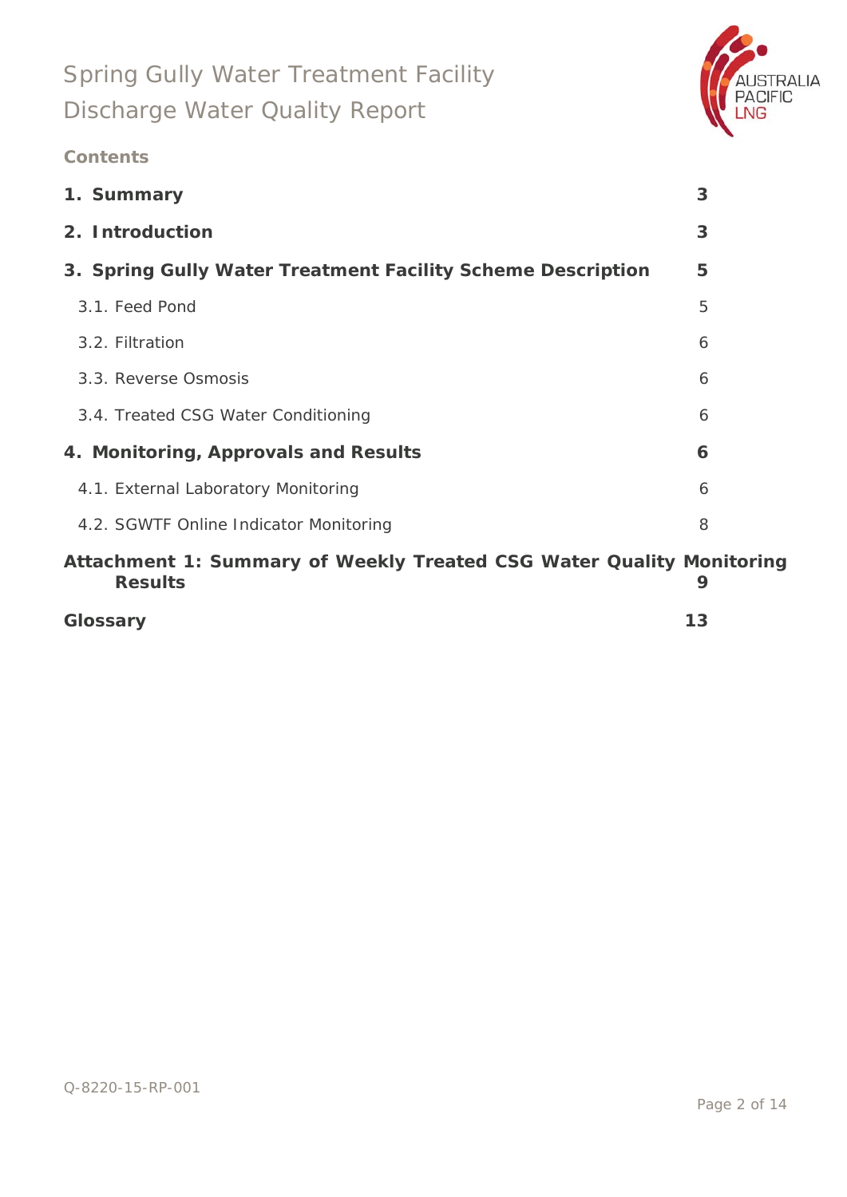**Contents**

| | |
|---|---|
| **1. Summary** | **3** |
| **2. Introduction** | **3** |
| **3. Spring Gully Water Treatment Facility Scheme Description** | **5** |
| 3.1. Feed Pond | 5 |
| 3.2. Filtration | 6 |
| 3.3. Reverse Osmosis | 6 |
| 3.4. Treated CSG Water Conditioning | 6 |
| **4. Monitoring, Approvals and Results** | **6** |
| 4.1. External Laboratory Monitoring | 6 |
| 4.2. SGWTF Online Indicator Monitoring | 8 |
| **Attachment 1: Summary of Weekly Treated CSG Water Quality Monitoring Results** | **9** |
| **Glossary** | **13** |

Q-8220-15-RP-001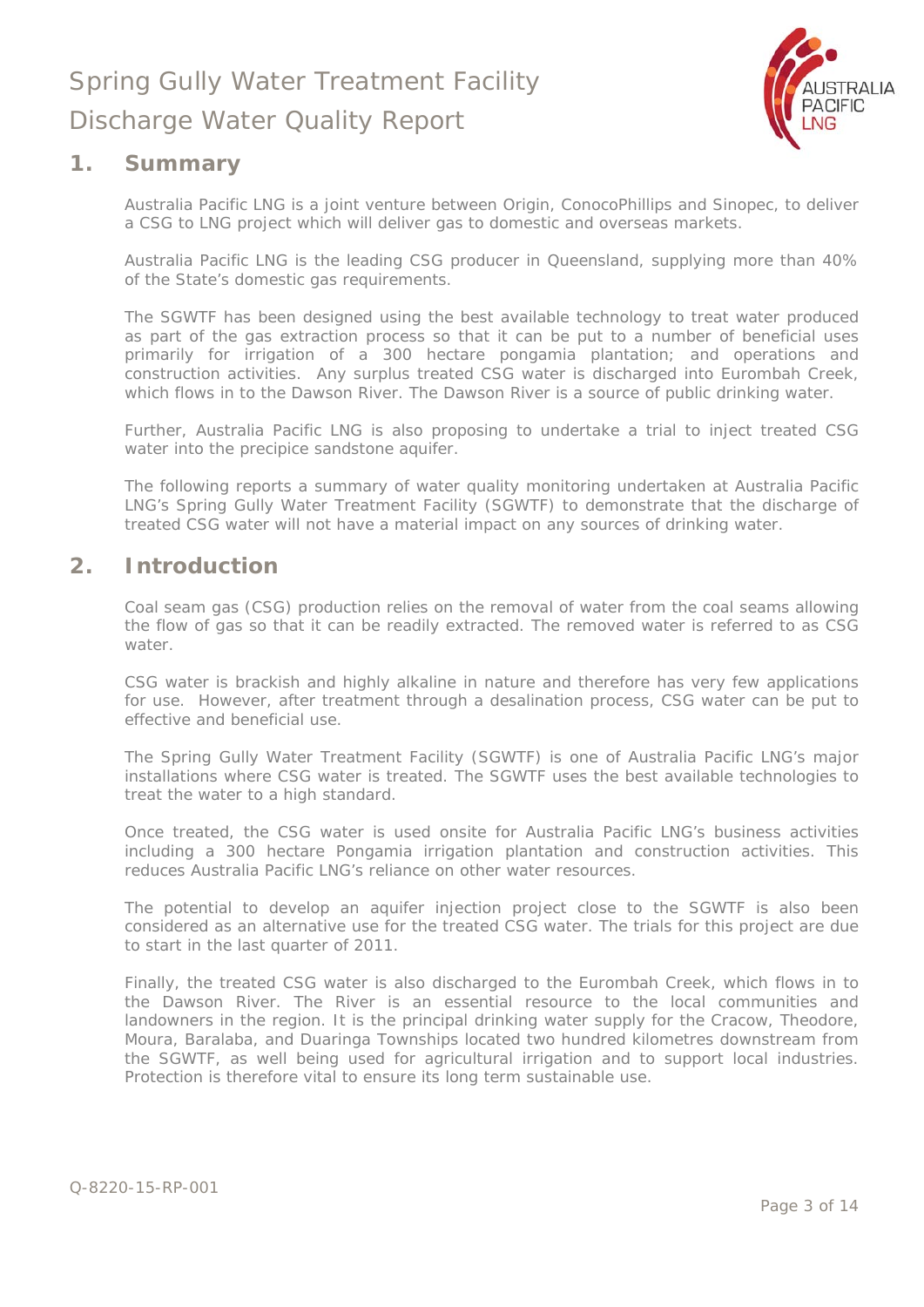# Spring Gully Water Treatment Facility Discharge Water Quality Report

## 1. Summary

Australia Pacific LNG is a joint venture between Origin, ConocoPhillips and Sinopec, to deliver a CSG to LNG project which will deliver gas to domestic and overseas markets.

Australia Pacific LNG is the leading CSG producer in Queensland, supplying more than 40% of the State's domestic gas requirements.

The SGWTF has been designed using the best available technology to treat water produced as part of the gas extraction process so that it can be put to a number of beneficial uses primarily for irrigation of a 300 hectare pongamia plantation; and operations and construction activities. Any surplus treated CSG water is discharged into Eurombah Creek, which flows in to the Dawson River. The Dawson River is a source of public drinking water.

Further, Australia Pacific LNG is also proposing to undertake a trial to inject treated CSG water into the precipice sandstone aquifer.

The following reports a summary of water quality monitoring undertaken at Australia Pacific LNG's Spring Gully Water Treatment Facility (SGWTF) to demonstrate that the discharge of treated CSG water will not have a material impact on any sources of drinking water.

## 2. Introduction

Coal seam gas (CSG) production relies on the removal of water from the coal seams allowing the flow of gas so that it can be readily extracted. The removed water is referred to as CSG water.

CSG water is brackish and highly alkaline in nature and therefore has very few applications for use. However, after treatment through a desalination process, CSG water can be put to effective and beneficial use.

The Spring Gully Water Treatment Facility (SGWTF) is one of Australia Pacific LNG's major installations where CSG water is treated. The SGWTF uses the best available technologies to treat the water to a high standard.

Once treated, the CSG water is used onsite for Australia Pacific LNG's business activities including a 300 hectare Pongamia irrigation plantation and construction activities. This reduces Australia Pacific LNG's reliance on other water resources.

The potential to develop an aquifer injection project close to the SGWTF is also been considered as an alternative use for the treated CSG water. The trials for this project are due to start in the last quarter of 2011.

Finally, the treated CSG water is also discharged to the Eurombah Creek, which flows in to the Dawson River. The River is an essential resource to the local communities and landowners in the region. It is the principal drinking water supply for the Cracow, Theodore, Moura, Baralaba, and Duaringa Townships located two hundred kilometres downstream from the SGWTF, as well being used for agricultural irrigation and to support local industries. Protection is therefore vital to ensure its long term sustainable use.

Q-8220-15-RP-001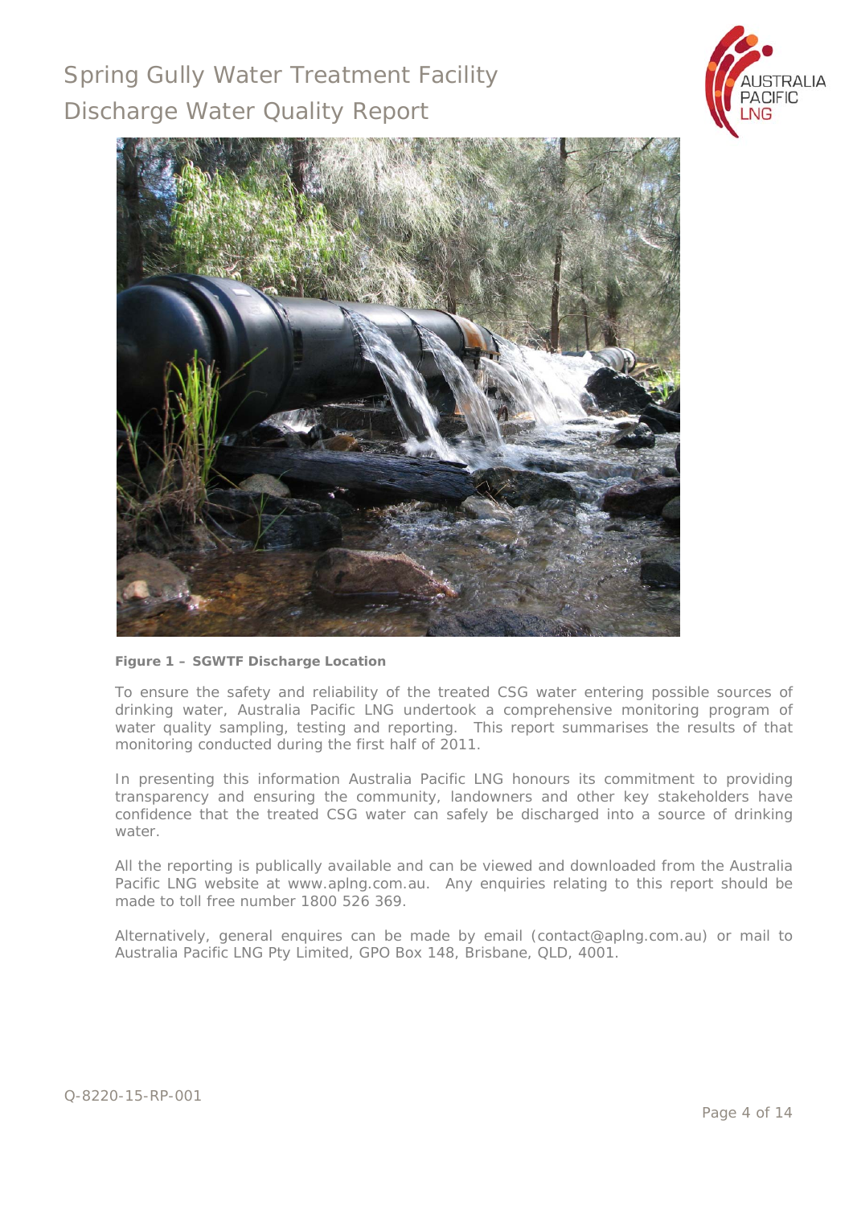**Figure 1 – SGWTF Discharge Location**

To ensure the safety and reliability of the treated CSG water entering possible sources of drinking water, Australia Pacific LNG undertook a comprehensive monitoring program of water quality sampling, testing and reporting. This report summarises the results of that monitoring conducted during the first half of 2011.

In presenting this information Australia Pacific LNG honours its commitment to providing transparency and ensuring the community, landowners and other key stakeholders have confidence that the treated CSG water can safely be discharged into a source of drinking water.

All the reporting is publically available and can be viewed and downloaded from the Australia Pacific LNG website at www.aplng.com.au. Any enquiries relating to this report should be made to toll free number 1800 526 369.

Alternatively, general enquires can be made by email (contact@aplng.com.au) or mail to Australia Pacific LNG Pty Limited, GPO Box 148, Brisbane, QLD, 4001.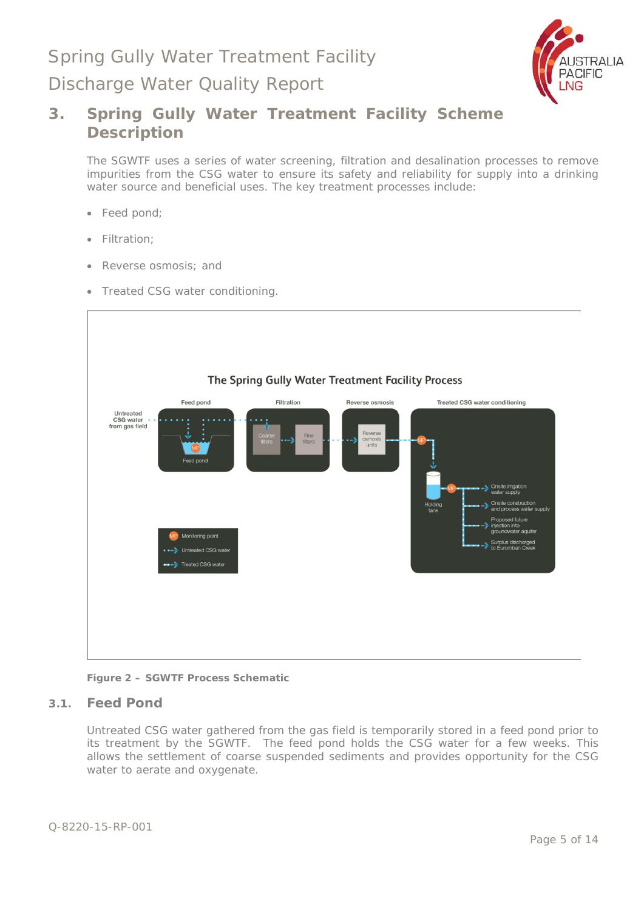# 3. Spring Gully Water Treatment Facility Scheme Description

The SGWTF uses a series of water screening, filtration and desalination processes to remove impurities from the CSG water to ensure its safety and reliability for supply into a drinking water source and beneficial uses. The key treatment processes include:

- Feed pond;
- Filtration;
- Reverse osmosis; and
- Treated CSG water conditioning.

The Spring Gully Water Treatment Facility Process

Untreated CSG water from gas field → Feed pond (MP) → Filtration (Coarse filters → Fine filters) → Reverse osmosis (Reverse osmosis units) → Treated CSG water conditioning (MP → Holding tank → MP → Onsite irrigation water supply; Onsite construction and process water supply; Proposed future injection into groundwater aquifer; Surplus discharged to Eurombah Creek)

MP: Monitoring point; dotted arrow: Untreated CSG water; dashed arrow: Treated CSG water

**Figure 2 – SGWTF Process Schematic**

## 3.1. Feed Pond

Untreated CSG water gathered from the gas field is temporarily stored in a feed pond prior to its treatment by the SGWTF. The feed pond holds the CSG water for a few weeks. This allows the settlement of coarse suspended sediments and provides opportunity for the CSG water to aerate and oxygenate.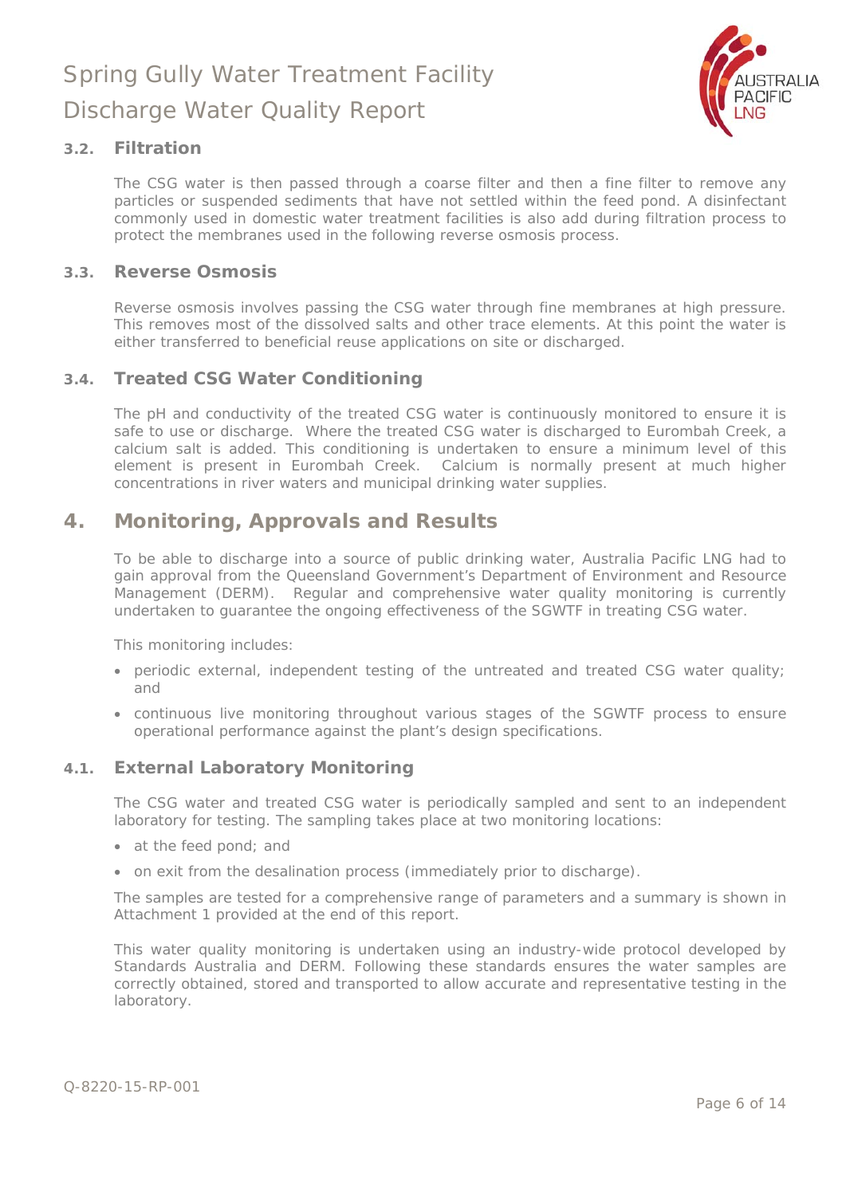### 3.2. Filtration

The CSG water is then passed through a coarse filter and then a fine filter to remove any particles or suspended sediments that have not settled within the feed pond. A disinfectant commonly used in domestic water treatment facilities is also add during filtration process to protect the membranes used in the following reverse osmosis process.

### 3.3. Reverse Osmosis

Reverse osmosis involves passing the CSG water through fine membranes at high pressure. This removes most of the dissolved salts and other trace elements. At this point the water is either transferred to beneficial reuse applications on site or discharged.

### 3.4. Treated CSG Water Conditioning

The pH and conductivity of the treated CSG water is continuously monitored to ensure it is safe to use or discharge. Where the treated CSG water is discharged to Eurombah Creek, a calcium salt is added. This conditioning is undertaken to ensure a minimum level of this element is present in Eurombah Creek. Calcium is normally present at much higher concentrations in river waters and municipal drinking water supplies.

## 4. Monitoring, Approvals and Results

To be able to discharge into a source of public drinking water, Australia Pacific LNG had to gain approval from the Queensland Government's Department of Environment and Resource Management (DERM). Regular and comprehensive water quality monitoring is currently undertaken to guarantee the ongoing effectiveness of the SGWTF in treating CSG water.

This monitoring includes:

- periodic external, independent testing of the untreated and treated CSG water quality; and
- continuous live monitoring throughout various stages of the SGWTF process to ensure operational performance against the plant's design specifications.

### 4.1. External Laboratory Monitoring

The CSG water and treated CSG water is periodically sampled and sent to an independent laboratory for testing. The sampling takes place at two monitoring locations:

- at the feed pond; and
- on exit from the desalination process (immediately prior to discharge).

The samples are tested for a comprehensive range of parameters and a summary is shown in Attachment 1 provided at the end of this report.

This water quality monitoring is undertaken using an industry-wide protocol developed by Standards Australia and DERM. Following these standards ensures the water samples are correctly obtained, stored and transported to allow accurate and representative testing in the laboratory.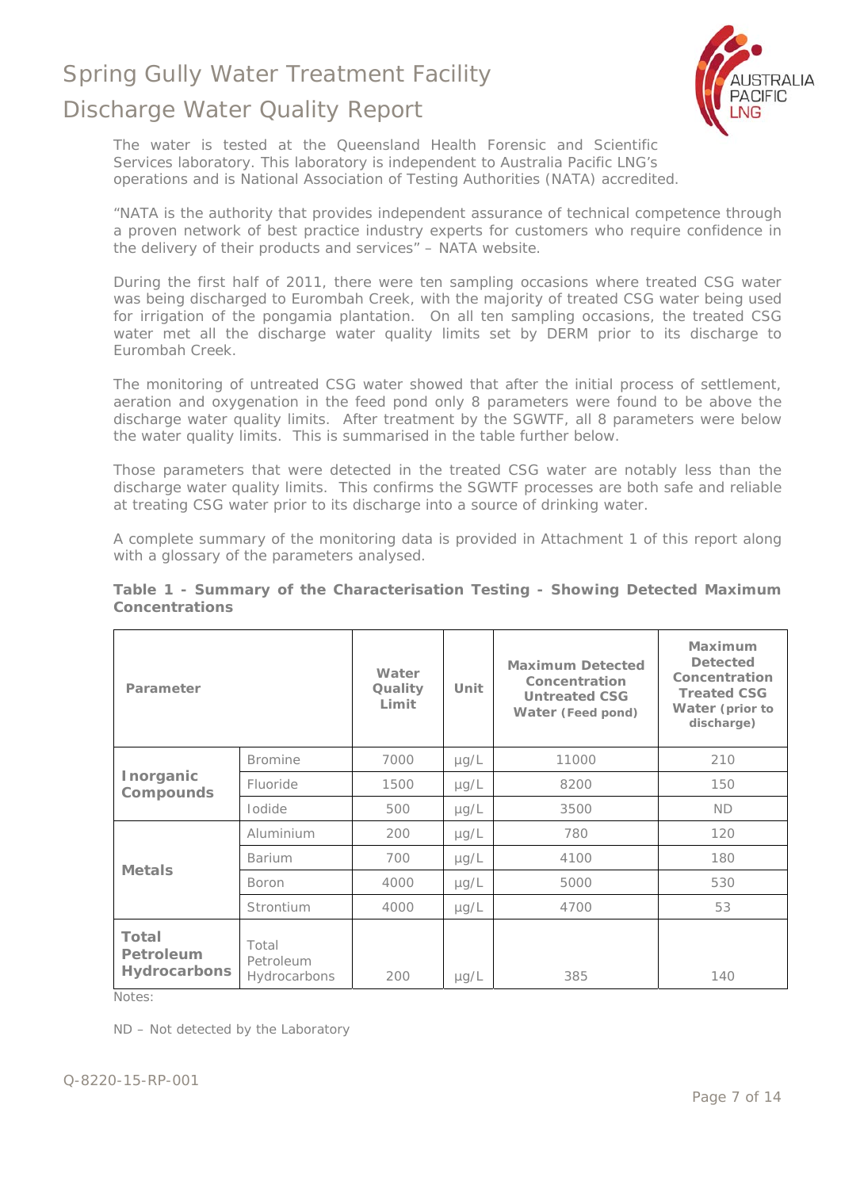The water is tested at the Queensland Health Forensic and Scientific Services laboratory. This laboratory is independent to Australia Pacific LNG's operations and is National Association of Testing Authorities (NATA) accredited.

"NATA is the authority that provides independent assurance of technical competence through a proven network of best practice industry experts for customers who require confidence in the delivery of their products and services" – NATA website.

During the first half of 2011, there were ten sampling occasions where treated CSG water was being discharged to Eurombah Creek, with the majority of treated CSG water being used for irrigation of the pongamia plantation. On all ten sampling occasions, the treated CSG water met all the discharge water quality limits set by DERM prior to its discharge to Eurombah Creek.

The monitoring of untreated CSG water showed that after the initial process of settlement, aeration and oxygenation in the feed pond only 8 parameters were found to be above the discharge water quality limits. After treatment by the SGWTF, all 8 parameters were below the water quality limits. This is summarised in the table further below.

Those parameters that were detected in the treated CSG water are notably less than the discharge water quality limits. This confirms the SGWTF processes are both safe and reliable at treating CSG water prior to its discharge into a source of drinking water.

A complete summary of the monitoring data is provided in Attachment 1 of this report along with a glossary of the parameters analysed.

**Table 1 - Summary of the Characterisation Testing - Showing Detected Maximum Concentrations**

| Parameter | | Water Quality Limit | Unit | Maximum Detected Concentration Untreated CSG Water (Feed pond) | Maximum Detected Concentration Treated CSG Water (prior to discharge) |
|---|---|---|---|---|---|
| **Inorganic Compounds** | Bromine | 7000 | µg/L | 11000 | 210 |
| | Fluoride | 1500 | µg/L | 8200 | 150 |
| | Iodide | 500 | µg/L | 3500 | ND |
| **Metals** | Aluminium | 200 | µg/L | 780 | 120 |
| | Barium | 700 | µg/L | 4100 | 180 |
| | Boron | 4000 | µg/L | 5000 | 530 |
| | Strontium | 4000 | µg/L | 4700 | 53 |
| **Total Petroleum Hydrocarbons** | Total Petroleum Hydrocarbons | 200 | µg/L | 385 | 140 |

Notes:

ND – Not detected by the Laboratory

Q-8220-15-RP-001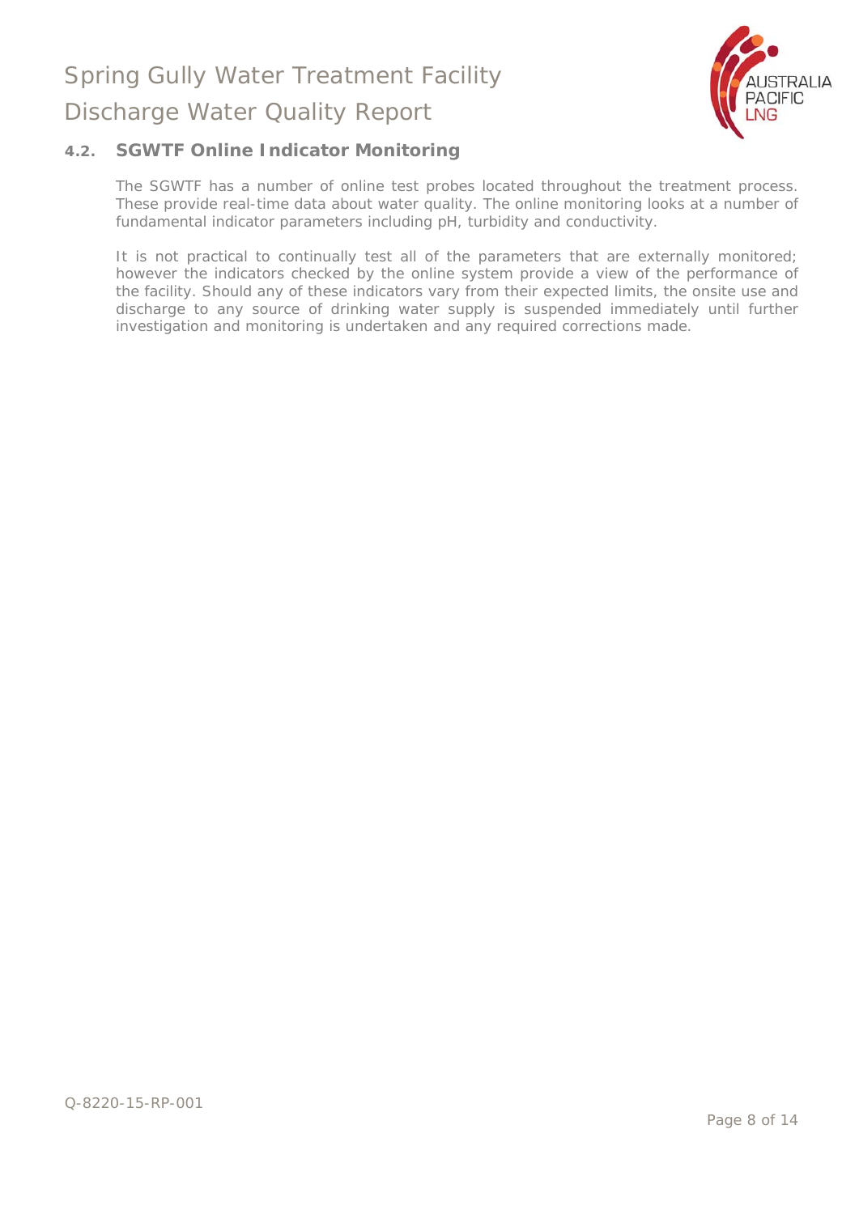## 4.2. SGWTF Online Indicator Monitoring

The SGWTF has a number of online test probes located throughout the treatment process. These provide real-time data about water quality. The online monitoring looks at a number of fundamental indicator parameters including pH, turbidity and conductivity.

It is not practical to continually test all of the parameters that are externally monitored; however the indicators checked by the online system provide a view of the performance of the facility. Should any of these indicators vary from their expected limits, the onsite use and discharge to any source of drinking water supply is suspended immediately until further investigation and monitoring is undertaken and any required corrections made.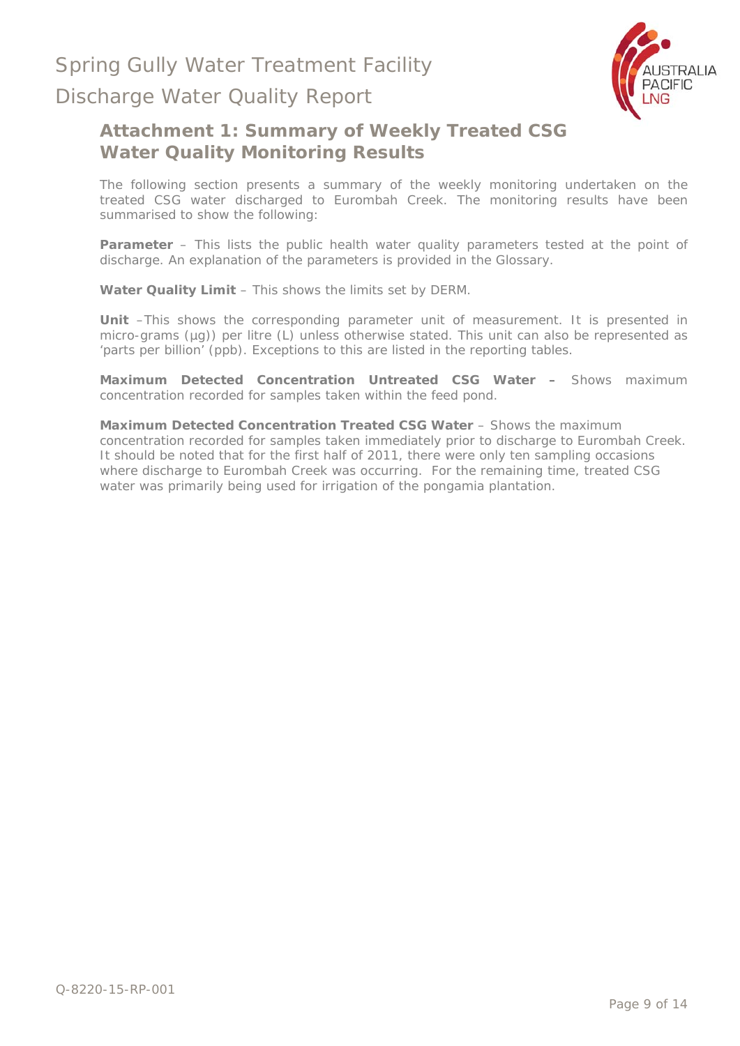## Attachment 1: Summary of Weekly Treated CSG Water Quality Monitoring Results

The following section presents a summary of the weekly monitoring undertaken on the treated CSG water discharged to Eurombah Creek. The monitoring results have been summarised to show the following:

**Parameter** – This lists the public health water quality parameters tested at the point of discharge. An explanation of the parameters is provided in the Glossary.

**Water Quality Limit** – This shows the limits set by DERM.

**Unit** –This shows the corresponding parameter unit of measurement. It is presented in micro-grams (µg)) per litre (L) unless otherwise stated. This unit can also be represented as 'parts per billion' (ppb). Exceptions to this are listed in the reporting tables.

**Maximum Detected Concentration Untreated CSG Water –** Shows maximum concentration recorded for samples taken within the feed pond.

**Maximum Detected Concentration Treated CSG Water** – Shows the maximum concentration recorded for samples taken immediately prior to discharge to Eurombah Creek. It should be noted that for the first half of 2011, there were only ten sampling occasions where discharge to Eurombah Creek was occurring. For the remaining time, treated CSG water was primarily being used for irrigation of the pongamia plantation.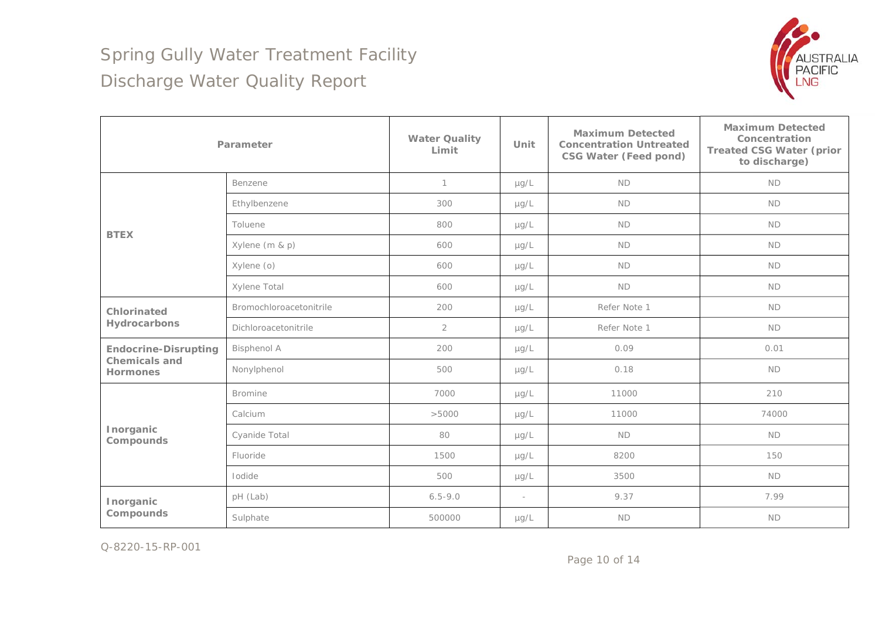# Spring Gully Water Treatment Facility

## Discharge Water Quality Report

| Parameter | | Water Quality Limit | Unit | Maximum Detected Concentration Untreated CSG Water (Feed pond) | Maximum Detected Concentration Treated CSG Water (prior to discharge) |
|---|---|---|---|---|---|
| **BTEX** | Benzene | 1 | µg/L | ND | ND |
| | Ethylbenzene | 300 | µg/L | ND | ND |
| | Toluene | 800 | µg/L | ND | ND |
| | Xylene (m & p) | 600 | µg/L | ND | ND |
| | Xylene (o) | 600 | µg/L | ND | ND |
| | Xylene Total | 600 | µg/L | ND | ND |
| **Chlorinated Hydrocarbons** | Bromochloroacetonitrile | 200 | µg/L | Refer Note 1 | ND |
| | Dichloroacetonitrile | 2 | µg/L | Refer Note 1 | ND |
| **Endocrine-Disrupting Chemicals and Hormones** | Bisphenol A | 200 | µg/L | 0.09 | 0.01 |
| | Nonylphenol | 500 | µg/L | 0.18 | ND |
| **Inorganic Compounds** | Bromine | 7000 | µg/L | 11000 | 210 |
| | Calcium | >5000 | µg/L | 11000 | 74000 |
| | Cyanide Total | 80 | µg/L | ND | ND |
| | Fluoride | 1500 | µg/L | 8200 | 150 |
| | Iodide | 500 | µg/L | 3500 | ND |
| **Inorganic Compounds** | pH (Lab) | 6.5-9.0 | - | 9.37 | 7.99 |
| | Sulphate | 500000 | µg/L | ND | ND |

Q-8220-15-RP-001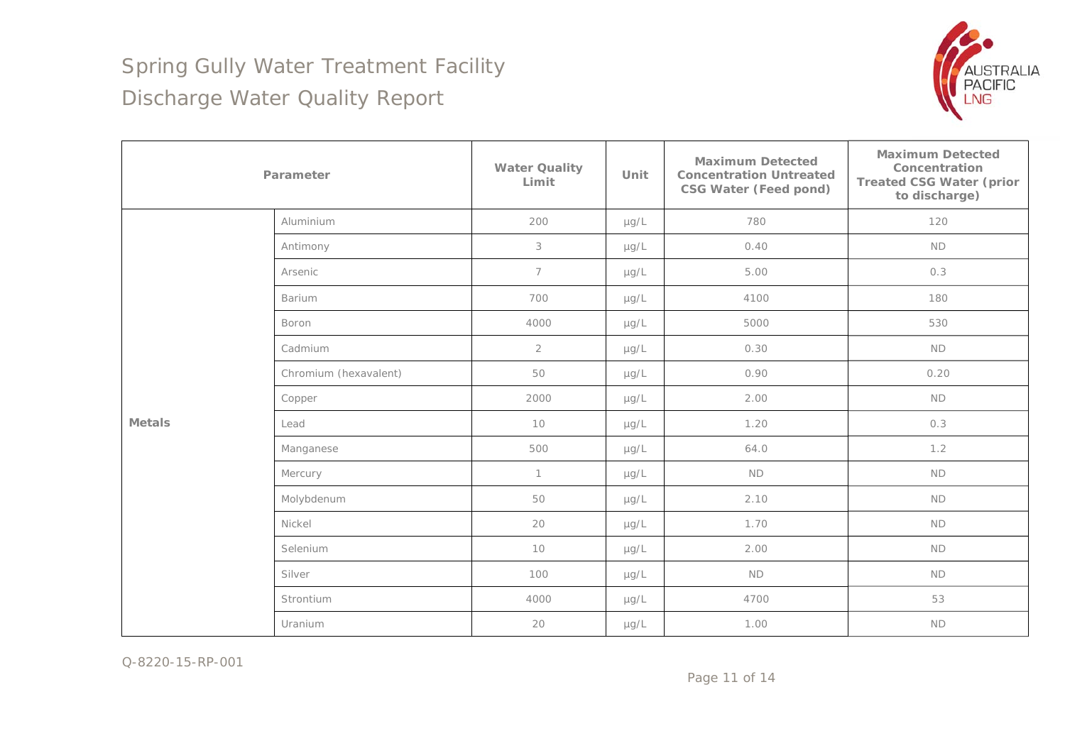# Spring Gully Water Treatment Facility

## Discharge Water Quality Report

| Parameter | | Water Quality Limit | Unit | Maximum Detected Concentration Untreated CSG Water (Feed pond) | Maximum Detected Concentration Treated CSG Water (prior to discharge) |
|---|---|---|---|---|---|
| **Metals** | Aluminium | 200 | µg/L | 780 | 120 |
| | Antimony | 3 | µg/L | 0.40 | ND |
| | Arsenic | 7 | µg/L | 5.00 | 0.3 |
| | Barium | 700 | µg/L | 4100 | 180 |
| | Boron | 4000 | µg/L | 5000 | 530 |
| | Cadmium | 2 | µg/L | 0.30 | ND |
| | Chromium (hexavalent) | 50 | µg/L | 0.90 | 0.20 |
| | Copper | 2000 | µg/L | 2.00 | ND |
| | Lead | 10 | µg/L | 1.20 | 0.3 |
| | Manganese | 500 | µg/L | 64.0 | 1.2 |
| | Mercury | 1 | µg/L | ND | ND |
| | Molybdenum | 50 | µg/L | 2.10 | ND |
| | Nickel | 20 | µg/L | 1.70 | ND |
| | Selenium | 10 | µg/L | 2.00 | ND |
| | Silver | 100 | µg/L | ND | ND |
| | Strontium | 4000 | µg/L | 4700 | 53 |
| | Uranium | 20 | µg/L | 1.00 | ND |

Q-8220-15-RP-001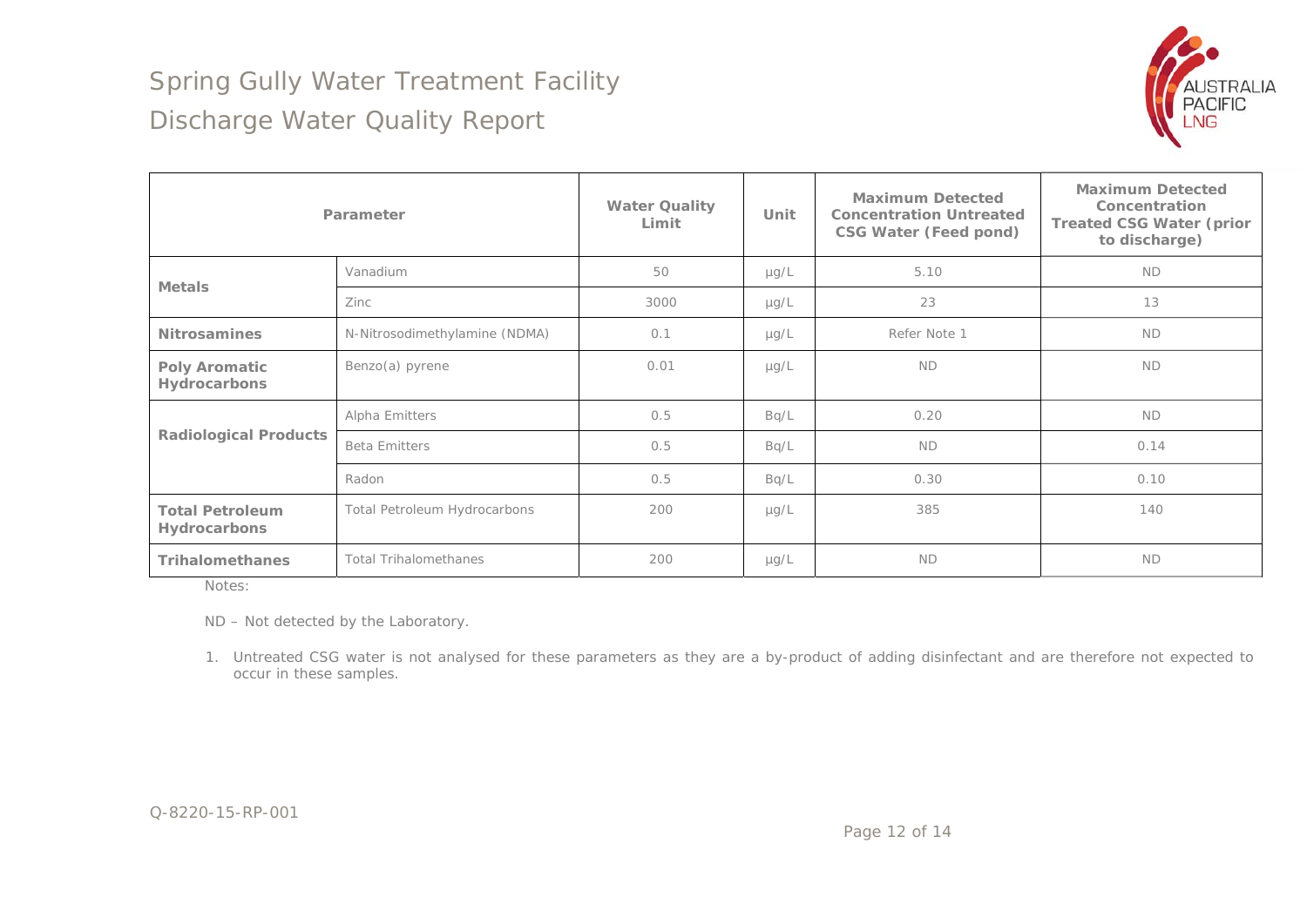# Spring Gully Water Treatment Facility
## Discharge Water Quality Report

| Parameter | | Water Quality Limit | Unit | Maximum Detected Concentration Untreated CSG Water (Feed pond) | Maximum Detected Concentration Treated CSG Water (prior to discharge) |
|---|---|---|---|---|---|
| **Metals** | Vanadium | 50 | µg/L | 5.10 | ND |
| | Zinc | 3000 | µg/L | 23 | 13 |
| **Nitrosamines** | N-Nitrosodimethylamine (NDMA) | 0.1 | µg/L | Refer Note 1 | ND |
| **Poly Aromatic Hydrocarbons** | Benzo(a) pyrene | 0.01 | µg/L | ND | ND |
| **Radiological Products** | Alpha Emitters | 0.5 | Bq/L | 0.20 | ND |
| | Beta Emitters | 0.5 | Bq/L | ND | 0.14 |
| | Radon | 0.5 | Bq/L | 0.30 | 0.10 |
| **Total Petroleum Hydrocarbons** | Total Petroleum Hydrocarbons | 200 | µg/L | 385 | 140 |
| **Trihalomethanes** | Total Trihalomethanes | 200 | µg/L | ND | ND |

Notes:

ND – Not detected by the Laboratory.

1. Untreated CSG water is not analysed for these parameters as they are a by-product of adding disinfectant and are therefore not expected to occur in these samples.

Q-8220-15-RP-001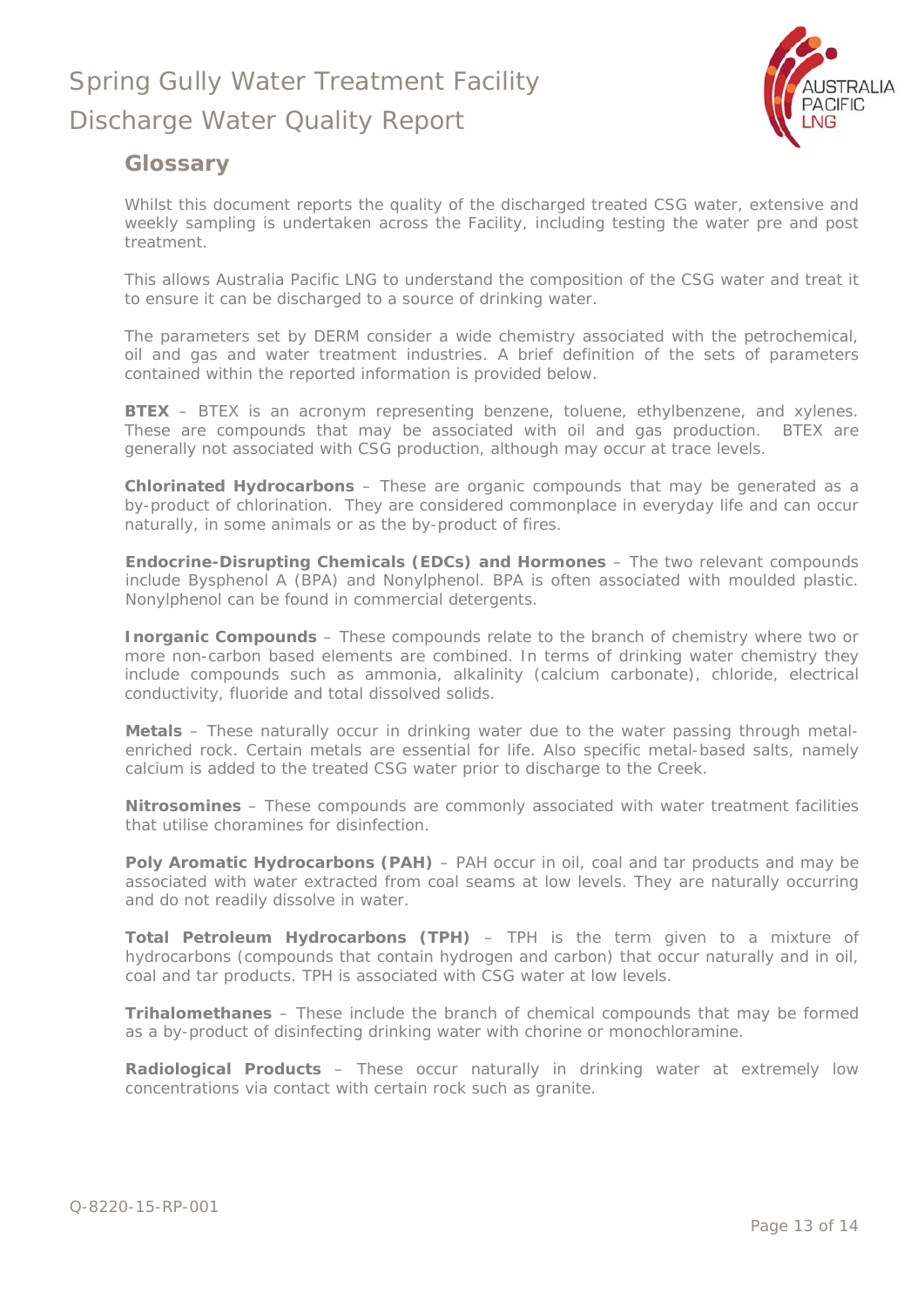## Glossary

Whilst this document reports the quality of the discharged treated CSG water, extensive and weekly sampling is undertaken across the Facility, including testing the water pre and post treatment.

This allows Australia Pacific LNG to understand the composition of the CSG water and treat it to ensure it can be discharged to a source of drinking water.

The parameters set by DERM consider a wide chemistry associated with the petrochemical, oil and gas and water treatment industries. A brief definition of the sets of parameters contained within the reported information is provided below.

**BTEX** – BTEX is an acronym representing benzene, toluene, ethylbenzene, and xylenes. These are compounds that may be associated with oil and gas production. BTEX are generally not associated with CSG production, although may occur at trace levels.

**Chlorinated Hydrocarbons** – These are organic compounds that may be generated as a by-product of chlorination. They are considered commonplace in everyday life and can occur naturally, in some animals or as the by-product of fires.

**Endocrine-Disrupting Chemicals (EDCs) and Hormones** – The two relevant compounds include Bysphenol A (BPA) and Nonylphenol. BPA is often associated with moulded plastic. Nonylphenol can be found in commercial detergents.

**Inorganic Compounds** – These compounds relate to the branch of chemistry where two or more non-carbon based elements are combined. In terms of drinking water chemistry they include compounds such as ammonia, alkalinity (calcium carbonate), chloride, electrical conductivity, fluoride and total dissolved solids.

**Metals** – These naturally occur in drinking water due to the water passing through metal-enriched rock. Certain metals are essential for life. Also specific metal-based salts, namely calcium is added to the treated CSG water prior to discharge to the Creek.

**Nitrosomines** – These compounds are commonly associated with water treatment facilities that utilise choramines for disinfection.

**Poly Aromatic Hydrocarbons (PAH)** – PAH occur in oil, coal and tar products and may be associated with water extracted from coal seams at low levels. They are naturally occurring and do not readily dissolve in water.

**Total Petroleum Hydrocarbons (TPH)** – TPH is the term given to a mixture of hydrocarbons (compounds that contain hydrogen and carbon) that occur naturally and in oil, coal and tar products. TPH is associated with CSG water at low levels.

**Trihalomethanes** – These include the branch of chemical compounds that may be formed as a by-product of disinfecting drinking water with chorine or monochloramine.

**Radiological Products** – These occur naturally in drinking water at extremely low concentrations via contact with certain rock such as granite.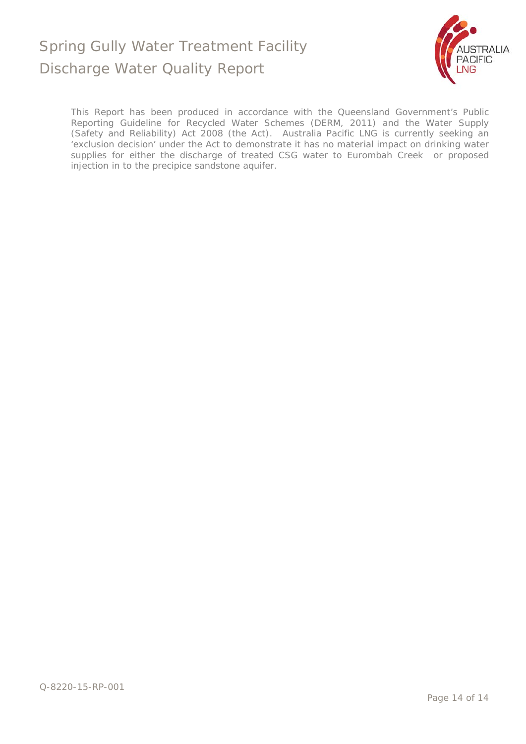This Report has been produced in accordance with the Queensland Government's Public Reporting Guideline for Recycled Water Schemes (DERM, 2011) and the Water Supply (Safety and Reliability) Act 2008 (the Act). Australia Pacific LNG is currently seeking an 'exclusion decision' under the Act to demonstrate it has no material impact on drinking water supplies for either the discharge of treated CSG water to Eurombah Creek or proposed injection in to the precipice sandstone aquifer.